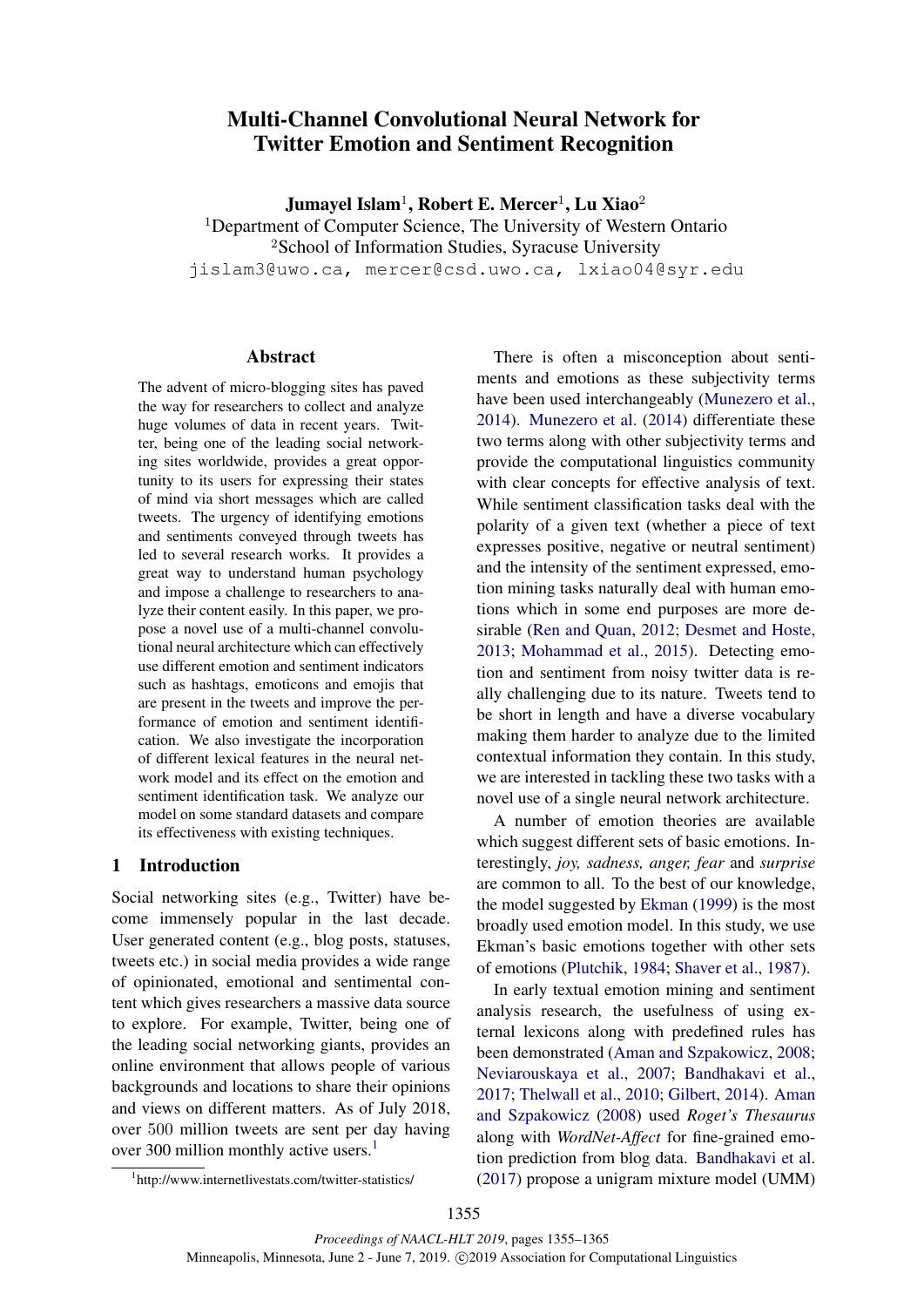# Multi-Channel Convolutional Neural Network for Twitter Emotion and Sentiment Recognition

**Jumayel Islam**[1], **Robert E. Mercer**[1], **Lu Xiao**[2]

[1]Department of Computer Science, The University of Western Ontario
[2]School of Information Studies, Syracuse University

jislam3@uwo.ca, mercer@csd.uwo.ca, lxiao04@syr.edu

## Abstract

The advent of micro-blogging sites has paved the way for researchers to collect and analyze huge volumes of data in recent years. Twitter, being one of the leading social networking sites worldwide, provides a great opportunity to its users for expressing their states of mind via short messages which are called tweets. The urgency of identifying emotions and sentiments conveyed through tweets has led to several research works. It provides a great way to understand human psychology and impose a challenge to researchers to analyze their content easily. In this paper, we propose a novel use of a multi-channel convolutional neural architecture which can effectively use different emotion and sentiment indicators such as hashtags, emoticons and emojis that are present in the tweets and improve the performance of emotion and sentiment identification. We also investigate the incorporation of different lexical features in the neural network model and its effect on the emotion and sentiment identification task. We analyze our model on some standard datasets and compare its effectiveness with existing techniques.

## 1 Introduction

Social networking sites (e.g., Twitter) have become immensely popular in the last decade. User generated content (e.g., blog posts, statuses, tweets etc.) in social media provides a wide range of opinionated, emotional and sentimental content which gives researchers a massive data source to explore. For example, Twitter, being one of the leading social networking giants, provides an online environment that allows people of various backgrounds and locations to share their opinions and views on different matters. As of July 2018, over 500 million tweets are sent per day having over 300 million monthly active users.[1]

There is often a misconception about sentiments and emotions as these subjectivity terms have been used interchangeably (Munezero et al., 2014). Munezero et al. (2014) differentiate these two terms along with other subjectivity terms and provide the computational linguistics community with clear concepts for effective analysis of text. While sentiment classification tasks deal with the polarity of a given text (whether a piece of text expresses positive, negative or neutral sentiment) and the intensity of the sentiment expressed, emotion mining tasks naturally deal with human emotions which in some end purposes are more desirable (Ren and Quan, 2012; Desmet and Hoste, 2013; Mohammad et al., 2015). Detecting emotion and sentiment from noisy twitter data is really challenging due to its nature. Tweets tend to be short in length and have a diverse vocabulary making them harder to analyze due to the limited contextual information they contain. In this study, we are interested in tackling these two tasks with a novel use of a single neural network architecture.

A number of emotion theories are available which suggest different sets of basic emotions. Interestingly, *joy, sadness, anger, fear* and *surprise* are common to all. To the best of our knowledge, the model suggested by Ekman (1999) is the most broadly used emotion model. In this study, we use Ekman's basic emotions together with other sets of emotions (Plutchik, 1984; Shaver et al., 1987).

In early textual emotion mining and sentiment analysis research, the usefulness of using external lexicons along with predefined rules has been demonstrated (Aman and Szpakowicz, 2008; Neviarouskaya et al., 2007; Bandhakavi et al., 2017; Thelwall et al., 2010; Gilbert, 2014). Aman and Szpakowicz (2008) used *Roget's Thesaurus* along with *WordNet-Affect* for fine-grained emotion prediction from blog data. Bandhakavi et al. (2017) propose a unigram mixture model (UMM)

[1]http://www.internetlivestats.com/twitter-statistics/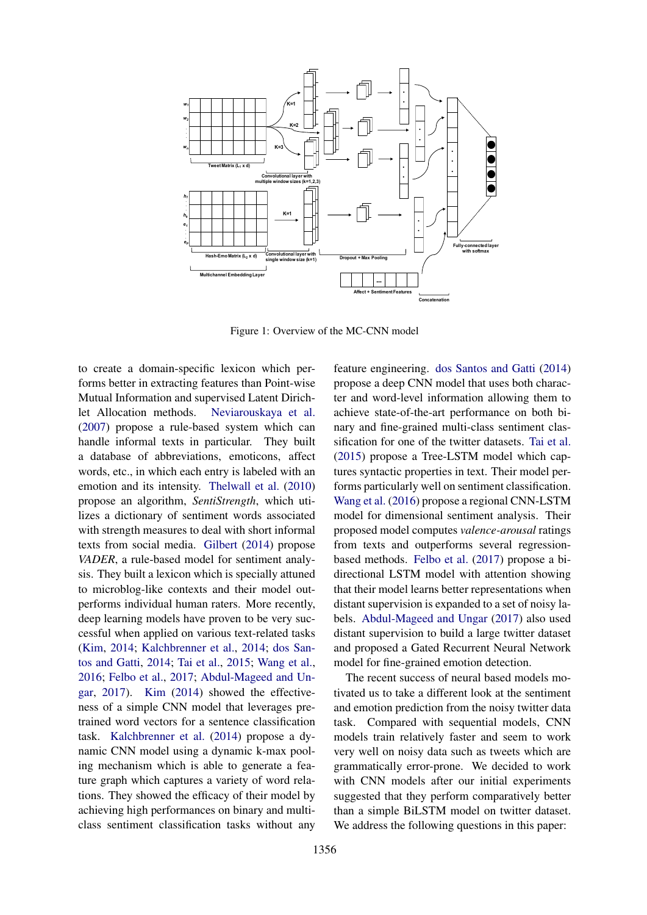Figure 1: Overview of the MC-CNN model

to create a domain-specific lexicon which performs better in extracting features than Point-wise Mutual Information and supervised Latent Dirichlet Allocation methods. Neviarouskaya et al. (2007) propose a rule-based system which can handle informal texts in particular. They built a database of abbreviations, emoticons, affect words, etc., in which each entry is labeled with an emotion and its intensity. Thelwall et al. (2010) propose an algorithm, *SentiStrength*, which utilizes a dictionary of sentiment words associated with strength measures to deal with short informal texts from social media. Gilbert (2014) propose *VADER*, a rule-based model for sentiment analysis. They built a lexicon which is specially attuned to microblog-like contexts and their model outperforms individual human raters. More recently, deep learning models have proven to be very successful when applied on various text-related tasks (Kim, 2014; Kalchbrenner et al., 2014; dos Santos and Gatti, 2014; Tai et al., 2015; Wang et al., 2016; Felbo et al., 2017; Abdul-Mageed and Ungar, 2017). Kim (2014) showed the effectiveness of a simple CNN model that leverages pre-trained word vectors for a sentence classification task. Kalchbrenner et al. (2014) propose a dynamic CNN model using a dynamic k-max pooling mechanism which is able to generate a feature graph which captures a variety of word relations. They showed the efficacy of their model by achieving high performances on binary and multi-class sentiment classification tasks without any feature engineering. dos Santos and Gatti (2014) propose a deep CNN model that uses both character and word-level information allowing them to achieve state-of-the-art performance on both binary and fine-grained multi-class sentiment classification for one of the twitter datasets. Tai et al. (2015) propose a Tree-LSTM model which captures syntactic properties in text. Their model performs particularly well on sentiment classification. Wang et al. (2016) propose a regional CNN-LSTM model for dimensional sentiment analysis. Their proposed model computes *valence-arousal* ratings from texts and outperforms several regression-based methods. Felbo et al. (2017) propose a bi-directional LSTM model with attention showing that their model learns better representations when distant supervision is expanded to a set of noisy labels. Abdul-Mageed and Ungar (2017) also used distant supervision to build a large twitter dataset and proposed a Gated Recurrent Neural Network model for fine-grained emotion detection.

The recent success of neural based models motivated us to take a different look at the sentiment and emotion prediction from the noisy twitter data task. Compared with sequential models, CNN models train relatively faster and seem to work very well on noisy data such as tweets which are grammatically error-prone. We decided to work with CNN models after our initial experiments suggested that they perform comparatively better than a simple BiLSTM model on twitter dataset. We address the following questions in this paper: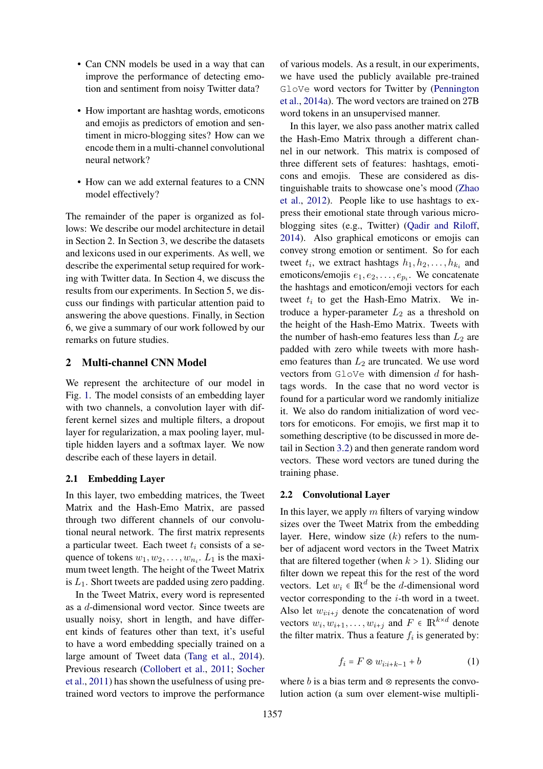- Can CNN models be used in a way that can improve the performance of detecting emotion and sentiment from noisy Twitter data?
- How important are hashtag words, emoticons and emojis as predictors of emotion and sentiment in micro-blogging sites? How can we encode them in a multi-channel convolutional neural network?
- How can we add external features to a CNN model effectively?

The remainder of the paper is organized as follows: We describe our model architecture in detail in Section 2. In Section 3, we describe the datasets and lexicons used in our experiments. As well, we describe the experimental setup required for working with Twitter data. In Section 4, we discuss the results from our experiments. In Section 5, we discuss our findings with particular attention paid to answering the above questions. Finally, in Section 6, we give a summary of our work followed by our remarks on future studies.

## 2 Multi-channel CNN Model

We represent the architecture of our model in Fig. 1. The model consists of an embedding layer with two channels, a convolution layer with different kernel sizes and multiple filters, a dropout layer for regularization, a max pooling layer, multiple hidden layers and a softmax layer. We now describe each of these layers in detail.

### 2.1 Embedding Layer

In this layer, two embedding matrices, the Tweet Matrix and the Hash-Emo Matrix, are passed through two different channels of our convolutional neural network. The first matrix represents a particular tweet. Each tweet $t_i$ consists of a sequence of tokens $w_1, w_2, \ldots, w_{n_i}$. $L_1$ is the maximum tweet length. The height of the Tweet Matrix is $L_1$. Short tweets are padded using zero padding.

In the Tweet Matrix, every word is represented as a $d$-dimensional word vector. Since tweets are usually noisy, short in length, and have different kinds of features other than text, it's useful to have a word embedding specially trained on a large amount of Tweet data (Tang et al., 2014). Previous research (Collobert et al., 2011; Socher et al., 2011) has shown the usefulness of using pre-trained word vectors to improve the performance of various models. As a result, in our experiments, we have used the publicly available pre-trained GloVe word vectors for Twitter by (Pennington et al., 2014a). The word vectors are trained on 27B word tokens in an unsupervised manner.

In this layer, we also pass another matrix called the Hash-Emo Matrix through a different channel in our network. This matrix is composed of three different sets of features: hashtags, emoticons and emojis. These are considered as distinguishable traits to showcase one's mood (Zhao et al., 2012). People like to use hashtags to express their emotional state through various micro-blogging sites (e.g., Twitter) (Qadir and Riloff, 2014). Also graphical emoticons or emojis can convey strong emotion or sentiment. So for each tweet $t_i$, we extract hashtags $h_1, h_2, \ldots, h_{k_i}$ and emoticons/emojis $e_1, e_2, \ldots, e_{p_i}$. We concatenate the hashtags and emoticon/emoji vectors for each tweet $t_i$ to get the Hash-Emo Matrix. We introduce a hyper-parameter $L_2$ as a threshold on the height of the Hash-Emo Matrix. Tweets with the number of hash-emo features less than $L_2$ are padded with zero while tweets with more hash-emo features than $L_2$ are truncated. We use word vectors from GloVe with dimension $d$ for hashtags words. In the case that no word vector is found for a particular word we randomly initialize it. We also do random initialization of word vectors for emoticons. For emojis, we first map it to something descriptive (to be discussed in more detail in Section 3.2) and then generate random word vectors. These word vectors are tuned during the training phase.

### 2.2 Convolutional Layer

In this layer, we apply $m$ filters of varying window sizes over the Tweet Matrix from the embedding layer. Here, window size ($k$) refers to the number of adjacent word vectors in the Tweet Matrix that are filtered together (when $k > 1$). Sliding our filter down we repeat this for the rest of the word vectors. Let $w_i \in \mathbb{R}^d$ be the $d$-dimensional word vector corresponding to the $i$-th word in a tweet. Also let $w_{i:i+j}$ denote the concatenation of word vectors $w_i, w_{i+1}, \ldots, w_{i+j}$ and $F \in \mathbb{R}^{k \times d}$ denote the filter matrix. Thus a feature $f_i$ is generated by:

$$f_i = F \otimes w_{i:i+k-1} + b \tag{1}$$

where $b$ is a bias term and $\otimes$ represents the convolution action (a sum over element-wise multipli-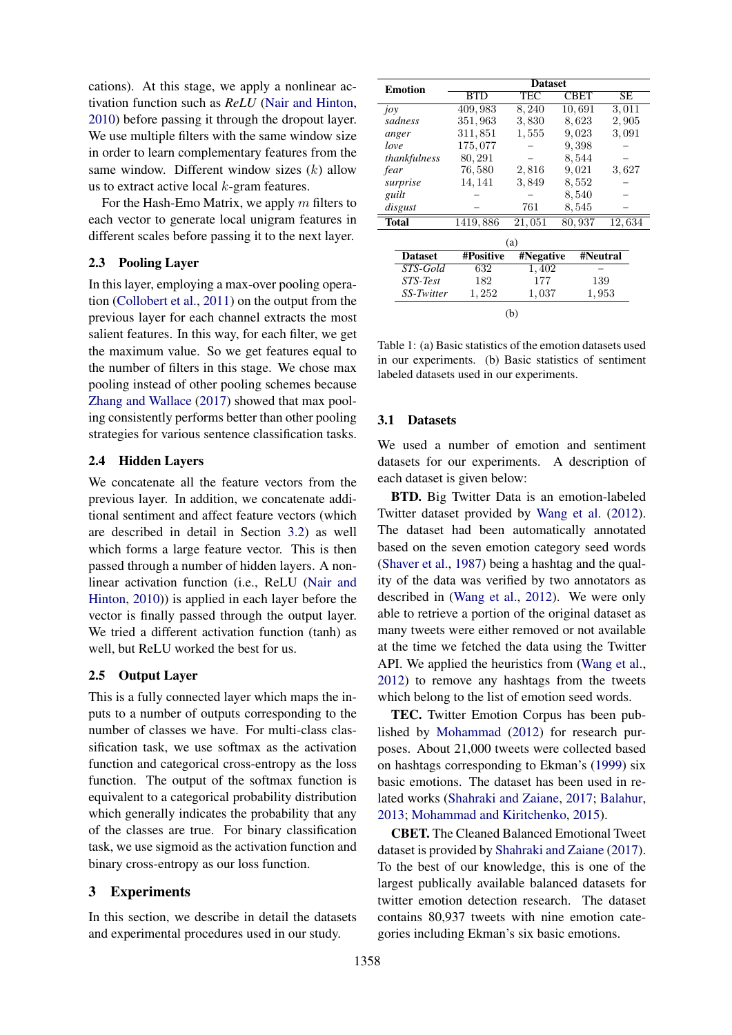cations). At this stage, we apply a nonlinear activation function such as *ReLU* (Nair and Hinton, 2010) before passing it through the dropout layer. We use multiple filters with the same window size in order to learn complementary features from the same window. Different window sizes ($k$) allow us to extract active local $k$-gram features.

For the Hash-Emo Matrix, we apply $m$ filters to each vector to generate local unigram features in different scales before passing it to the next layer.

## 2.3 Pooling Layer

In this layer, employing a max-over pooling operation (Collobert et al., 2011) on the output from the previous layer for each channel extracts the most salient features. In this way, for each filter, we get the maximum value. So we get features equal to the number of filters in this stage. We chose max pooling instead of other pooling schemes because Zhang and Wallace (2017) showed that max pooling consistently performs better than other pooling strategies for various sentence classification tasks.

## 2.4 Hidden Layers

We concatenate all the feature vectors from the previous layer. In addition, we concatenate additional sentiment and affect feature vectors (which are described in detail in Section 3.2) as well which forms a large feature vector. This is then passed through a number of hidden layers. A nonlinear activation function (i.e., ReLU (Nair and Hinton, 2010)) is applied in each layer before the vector is finally passed through the output layer. We tried a different activation function (tanh) as well, but ReLU worked the best for us.

## 2.5 Output Layer

This is a fully connected layer which maps the inputs to a number of outputs corresponding to the number of classes we have. For multi-class classification task, we use softmax as the activation function and categorical cross-entropy as the loss function. The output of the softmax function is equivalent to a categorical probability distribution which generally indicates the probability that any of the classes are true. For binary classification task, we use sigmoid as the activation function and binary cross-entropy as our loss function.

# 3 Experiments

In this section, we describe in detail the datasets and experimental procedures used in our study.

| Emotion | Dataset | | | |
|---|---|---|---|---|
| | BTD | TEC | CBET | SE |
| *joy* | 409,983 | 8,240 | 10,691 | 3,011 |
| *sadness* | 351,963 | 3,830 | 8,623 | 2,905 |
| *anger* | 311,851 | 1,555 | 9,023 | 3,091 |
| *love* | 175,077 | – | 9,398 | – |
| *thankfulness* | 80,291 | – | 8,544 | – |
| *fear* | 76,580 | 2,816 | 9,021 | 3,627 |
| *surprise* | 14,141 | 3,849 | 8,552 | – |
| *guilt* | – | – | 8,540 | – |
| *disgust* | – | 761 | 8,545 | – |
| **Total** | 1419,886 | 21,051 | 80,937 | 12,634 |

(a)

| Dataset | #Positive | #Negative | #Neutral |
|---|---|---|---|
| *STS-Gold* | 632 | 1,402 | – |
| *STS-Test* | 182 | 177 | 139 |
| *SS-Twitter* | 1,252 | 1,037 | 1,953 |

(b)

Table 1: (a) Basic statistics of the emotion datasets used in our experiments. (b) Basic statistics of sentiment labeled datasets used in our experiments.

## 3.1 Datasets

We used a number of emotion and sentiment datasets for our experiments. A description of each dataset is given below:

**BTD.** Big Twitter Data is an emotion-labeled Twitter dataset provided by Wang et al. (2012). The dataset had been automatically annotated based on the seven emotion category seed words (Shaver et al., 1987) being a hashtag and the quality of the data was verified by two annotators as described in (Wang et al., 2012). We were only able to retrieve a portion of the original dataset as many tweets were either removed or not available at the time we fetched the data using the Twitter API. We applied the heuristics from (Wang et al., 2012) to remove any hashtags from the tweets which belong to the list of emotion seed words.

**TEC.** Twitter Emotion Corpus has been published by Mohammad (2012) for research purposes. About 21,000 tweets were collected based on hashtags corresponding to Ekman's (1999) six basic emotions. The dataset has been used in related works (Shahraki and Zaiane, 2017; Balahur, 2013; Mohammad and Kiritchenko, 2015).

**CBET.** The Cleaned Balanced Emotional Tweet dataset is provided by Shahraki and Zaiane (2017). To the best of our knowledge, this is one of the largest publically available balanced datasets for twitter emotion detection research. The dataset contains 80,937 tweets with nine emotion categories including Ekman's six basic emotions.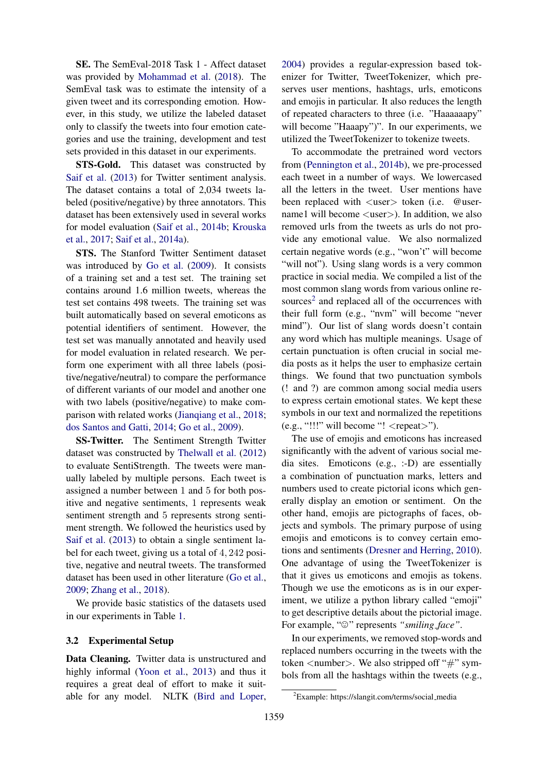**SE.** The SemEval-2018 Task 1 - Affect dataset was provided by Mohammad et al. (2018). The SemEval task was to estimate the intensity of a given tweet and its corresponding emotion. However, in this study, we utilize the labeled dataset only to classify the tweets into four emotion categories and use the training, development and test sets provided in this dataset in our experiments.

**STS-Gold.** This dataset was constructed by Saif et al. (2013) for Twitter sentiment analysis. The dataset contains a total of 2,034 tweets labeled (positive/negative) by three annotators. This dataset has been extensively used in several works for model evaluation (Saif et al., 2014b; Krouska et al., 2017; Saif et al., 2014a).

**STS.** The Stanford Twitter Sentiment dataset was introduced by Go et al. (2009). It consists of a training set and a test set. The training set contains around 1.6 million tweets, whereas the test set contains 498 tweets. The training set was built automatically based on several emoticons as potential identifiers of sentiment. However, the test set was manually annotated and heavily used for model evaluation in related research. We perform one experiment with all three labels (positive/negative/neutral) to compare the performance of different variants of our model and another one with two labels (positive/negative) to make comparison with related works (Jianqiang et al., 2018; dos Santos and Gatti, 2014; Go et al., 2009).

**SS-Twitter.** The Sentiment Strength Twitter dataset was constructed by Thelwall et al. (2012) to evaluate SentiStrength. The tweets were manually labeled by multiple persons. Each tweet is assigned a number between 1 and 5 for both positive and negative sentiments, 1 represents weak sentiment strength and 5 represents strong sentiment strength. We followed the heuristics used by Saif et al. (2013) to obtain a single sentiment label for each tweet, giving us a total of 4,242 positive, negative and neutral tweets. The transformed dataset has been used in other literature (Go et al., 2009; Zhang et al., 2018).

We provide basic statistics of the datasets used in our experiments in Table 1.

### 3.2 Experimental Setup

**Data Cleaning.** Twitter data is unstructured and highly informal (Yoon et al., 2013) and thus it requires a great deal of effort to make it suitable for any model. NLTK (Bird and Loper, 2004) provides a regular-expression based tokenizer for Twitter, TweetTokenizer, which preserves user mentions, hashtags, urls, emoticons and emojis in particular. It also reduces the length of repeated characters to three (i.e. "Haaaaaapy" will become "Haaapy")". In our experiments, we utilized the TweetTokenizer to tokenize tweets.

To accommodate the pretrained word vectors from (Pennington et al., 2014b), we pre-processed each tweet in a number of ways. We lowercased all the letters in the tweet. User mentions have been replaced with <user> token (i.e. @username1 will become <user>). In addition, we also removed urls from the tweets as urls do not provide any emotional value. We also normalized certain negative words (e.g., "won't" will become "will not"). Using slang words is a very common practice in social media. We compiled a list of the most common slang words from various online resources[2] and replaced all of the occurrences with their full form (e.g., "nvm" will become "never mind"). Our list of slang words doesn't contain any word which has multiple meanings. Usage of certain punctuation is often crucial in social media posts as it helps the user to emphasize certain things. We found that two punctuation symbols (! and ?) are common among social media users to express certain emotional states. We kept these symbols in our text and normalized the repetitions (e.g., "!!!" will become "! <repeat>").

The use of emojis and emoticons has increased significantly with the advent of various social media sites. Emoticons (e.g., :-D) are essentially a combination of punctuation marks, letters and numbers used to create pictorial icons which generally display an emotion or sentiment. On the other hand, emojis are pictographs of faces, objects and symbols. The primary purpose of using emojis and emoticons is to convey certain emotions and sentiments (Dresner and Herring, 2010). One advantage of using the TweetTokenizer is that it gives us emoticons and emojis as tokens. Though we use the emoticons as is in our experiment, we utilize a python library called "emoji" to get descriptive details about the pictorial image. For example, "☺" represents *"smiling_face"*.

In our experiments, we removed stop-words and replaced numbers occurring in the tweets with the token <number>. We also stripped off "#" symbols from all the hashtags within the tweets (e.g.,

[2]Example: https://slangit.com/terms/social_media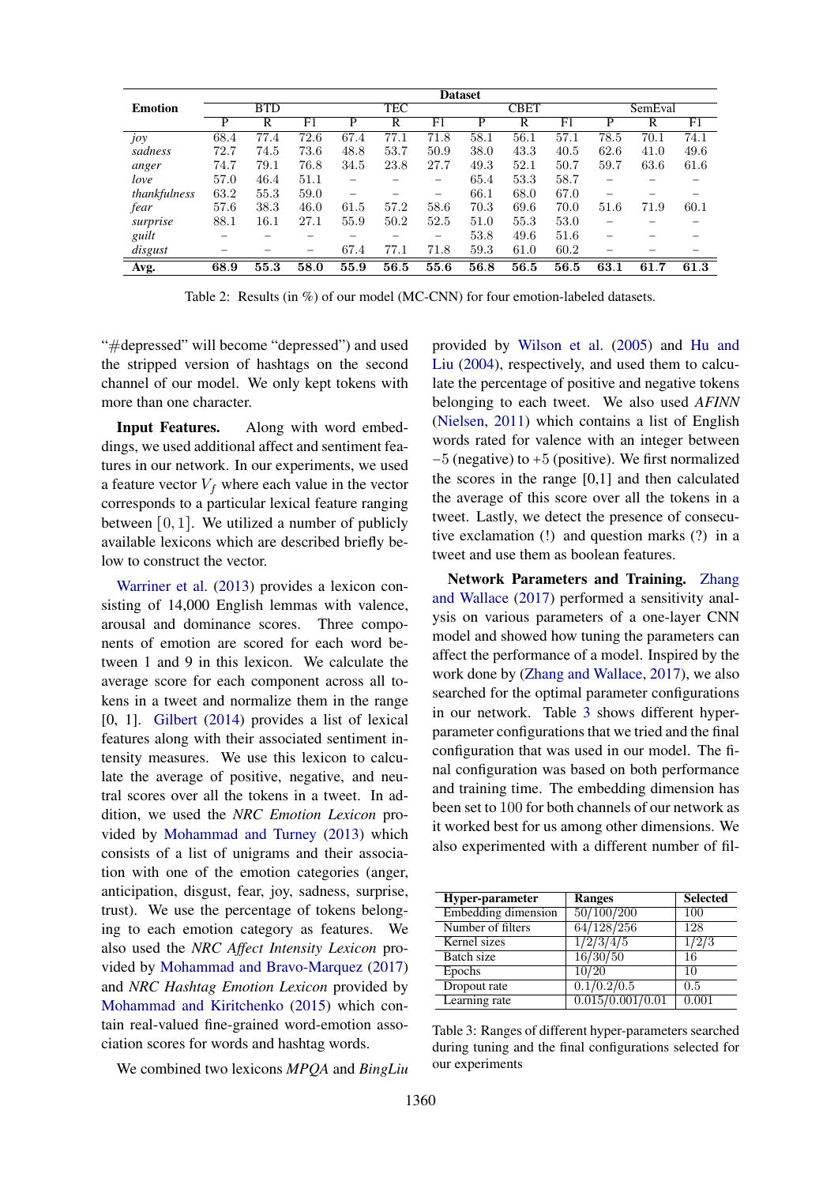| Emotion | Dataset | | | | | | | | | | | |
|---|---|---|---|---|---|---|---|---|---|---|---|---|
| | BTD | | | TEC | | | CBET | | | SemEval | | |
| | P | R | F1 | P | R | F1 | P | R | F1 | P | R | F1 |
| *joy* | 68.4 | 77.4 | 72.6 | 67.4 | 77.1 | 71.8 | 58.1 | 56.1 | 57.1 | 78.5 | 70.1 | 74.1 |
| *sadness* | 72.7 | 74.5 | 73.6 | 48.8 | 53.7 | 50.9 | 38.0 | 43.3 | 40.5 | 62.6 | 41.0 | 49.6 |
| *anger* | 74.7 | 79.1 | 76.8 | 34.5 | 23.8 | 27.7 | 49.3 | 52.1 | 50.7 | 59.7 | 63.6 | 61.6 |
| *love* | 57.0 | 46.4 | 51.1 | – | – | – | 65.4 | 53.3 | 58.7 | – | – | – |
| *thankfulness* | 63.2 | 55.3 | 59.0 | – | – | – | 66.1 | 68.0 | 67.0 | – | – | – |
| *fear* | 57.6 | 38.3 | 46.0 | 61.5 | 57.2 | 58.6 | 70.3 | 69.6 | 70.0 | 51.6 | 71.9 | 60.1 |
| *surprise* | 88.1 | 16.1 | 27.1 | 55.9 | 50.2 | 52.5 | 51.0 | 55.3 | 53.0 | – | – | – |
| *guilt* | – | – | – | – | – | – | 53.8 | 49.6 | 51.6 | – | – | – |
| *disgust* | – | – | – | 67.4 | 77.1 | 71.8 | 59.3 | 61.0 | 60.2 | – | – | – |
| **Avg.** | **68.9** | **55.3** | **58.0** | **55.9** | **56.5** | **55.6** | **56.8** | **56.5** | **56.5** | **63.1** | **61.7** | **61.3** |

Table 2: Results (in %) of our model (MC-CNN) for four emotion-labeled datasets.

"#depressed" will become "depressed") and used the stripped version of hashtags on the second channel of our model. We only kept tokens with more than one character.

**Input Features.** Along with word embeddings, we used additional affect and sentiment features in our network. In our experiments, we used a feature vector $V_f$ where each value in the vector corresponds to a particular lexical feature ranging between $[0, 1]$. We utilized a number of publicly available lexicons which are described briefly below to construct the vector.

Warriner et al. (2013) provides a lexicon consisting of 14,000 English lemmas with valence, arousal and dominance scores. Three components of emotion are scored for each word between 1 and 9 in this lexicon. We calculate the average score for each component across all tokens in a tweet and normalize them in the range [0, 1]. Gilbert (2014) provides a list of lexical features along with their associated sentiment intensity measures. We use this lexicon to calculate the average of positive, negative, and neutral scores over all the tokens in a tweet. In addition, we used the *NRC Emotion Lexicon* provided by Mohammad and Turney (2013) which consists of a list of unigrams and their association with one of the emotion categories (anger, anticipation, disgust, fear, joy, sadness, surprise, trust). We use the percentage of tokens belonging to each emotion category as features. We also used the *NRC Affect Intensity Lexicon* provided by Mohammad and Bravo-Marquez (2017) and *NRC Hashtag Emotion Lexicon* provided by Mohammad and Kiritchenko (2015) which contain real-valued fine-grained word-emotion association scores for words and hashtag words.

We combined two lexicons *MPQA* and *BingLiu* provided by Wilson et al. (2005) and Hu and Liu (2004), respectively, and used them to calculate the percentage of positive and negative tokens belonging to each tweet. We also used *AFINN* (Nielsen, 2011) which contains a list of English words rated for valence with an integer between $-5$ (negative) to $+5$ (positive). We first normalized the scores in the range [0,1] and then calculated the average of this score over all the tokens in a tweet. Lastly, we detect the presence of consecutive exclamation (!) and question marks (?) in a tweet and use them as boolean features.

**Network Parameters and Training.** Zhang and Wallace (2017) performed a sensitivity analysis on various parameters of a one-layer CNN model and showed how tuning the parameters can affect the performance of a model. Inspired by the work done by (Zhang and Wallace, 2017), we also searched for the optimal parameter configurations in our network. Table 3 shows different hyper-parameter configurations that we tried and the final configuration that was used in our model. The final configuration was based on both performance and training time. The embedding dimension has been set to 100 for both channels of our network as it worked best for us among other dimensions. We also experimented with a different number of fil-

| Hyper-parameter | Ranges | Selected |
|---|---|---|
| Embedding dimension | 50/100/200 | 100 |
| Number of filters | 64/128/256 | 128 |
| Kernel sizes | 1/2/3/4/5 | 1/2/3 |
| Batch size | 16/30/50 | 16 |
| Epochs | 10/20 | 10 |
| Dropout rate | 0.1/0.2/0.5 | 0.5 |
| Learning rate | 0.015/0.001/0.01 | 0.001 |

Table 3: Ranges of different hyper-parameters searched during tuning and the final configurations selected for our experiments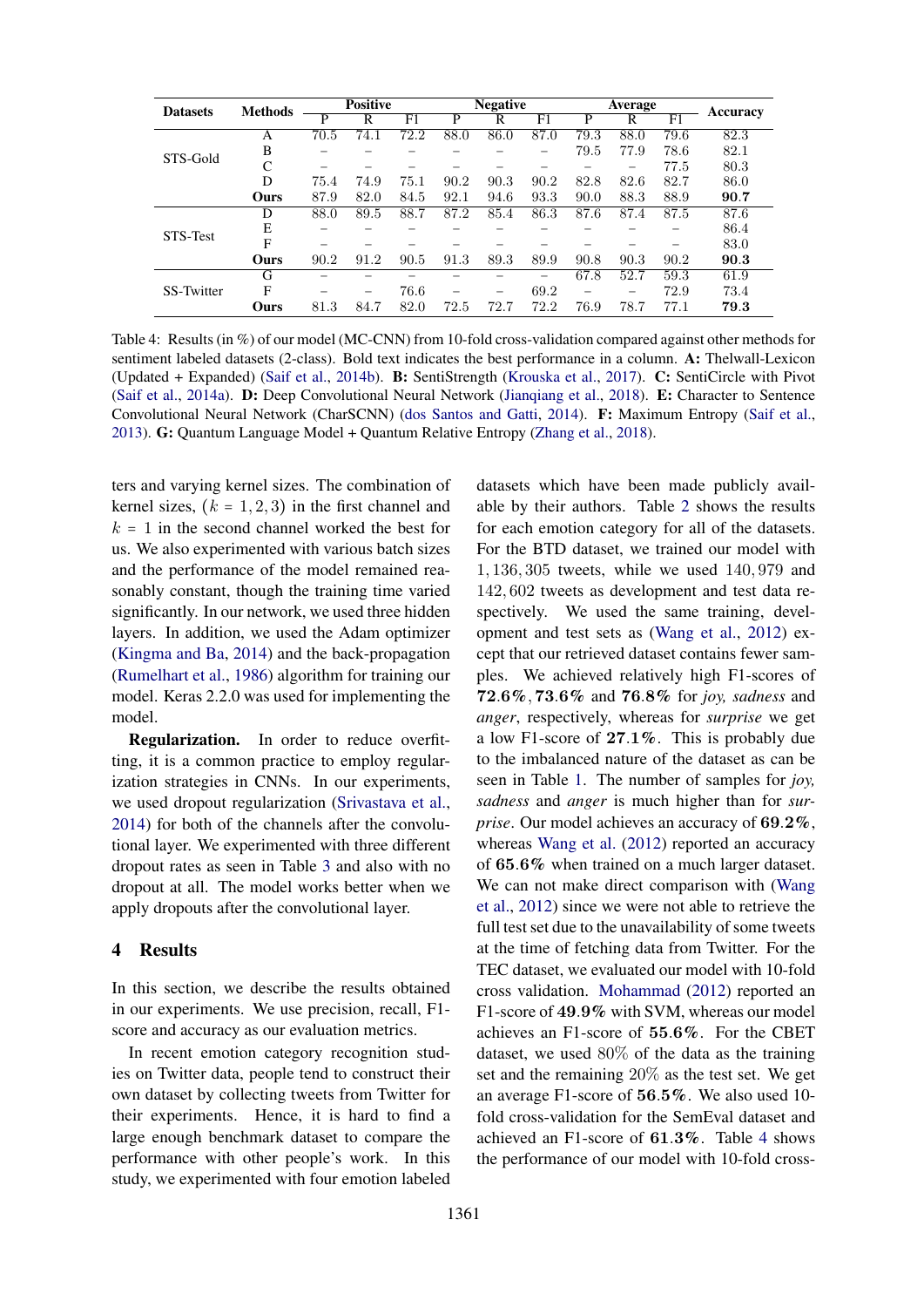| Datasets | Methods | Positive | | | Negative | | | Average | | | Accuracy |
|---|---|---|---|---|---|---|---|---|---|---|---|
| | | P | R | F1 | P | R | F1 | P | R | F1 | |
| STS-Gold | A | 70.5 | 74.1 | 72.2 | 88.0 | 86.0 | 87.0 | 79.3 | 88.0 | 79.6 | 82.3 |
| | B | – | – | – | – | – | – | 79.5 | 77.9 | 78.6 | 82.1 |
| | C | – | – | – | – | – | – | – | – | 77.5 | 80.3 |
| | D | 75.4 | 74.9 | 75.1 | 90.2 | 90.3 | 90.2 | 82.8 | 82.6 | 82.7 | 86.0 |
| | **Ours** | 87.9 | 82.0 | 84.5 | 92.1 | 94.6 | 93.3 | 90.0 | 88.3 | 88.9 | **90.7** |
| STS-Test | D | 88.0 | 89.5 | 88.7 | 87.2 | 85.4 | 86.3 | 87.6 | 87.4 | 87.5 | 87.6 |
| | E | – | – | – | – | – | – | – | – | – | 86.4 |
| | F | – | – | – | – | – | – | – | – | – | 83.0 |
| | **Ours** | 90.2 | 91.2 | 90.5 | 91.3 | 89.3 | 89.9 | 90.8 | 90.3 | 90.2 | **90.3** |
| SS-Twitter | G | – | – | – | – | – | – | 67.8 | 52.7 | 59.3 | 61.9 |
| | F | – | – | 76.6 | – | – | 69.2 | – | – | 72.9 | 73.4 |
| | **Ours** | 81.3 | 84.7 | 82.0 | 72.5 | 72.7 | 72.2 | 76.9 | 78.7 | 77.1 | **79.3** |

Table 4: Results (in %) of our model (MC-CNN) from 10-fold cross-validation compared against other methods for sentiment labeled datasets (2-class). Bold text indicates the best performance in a column. **A:** Thelwall-Lexicon (Updated + Expanded) (Saif et al., 2014b). **B:** SentiStrength (Krouska et al., 2017). **C:** SentiCircle with Pivot (Saif et al., 2014a). **D:** Deep Convolutional Neural Network (Jianqiang et al., 2018). **E:** Character to Sentence Convolutional Neural Network (CharSCNN) (dos Santos and Gatti, 2014). **F:** Maximum Entropy (Saif et al., 2013). **G:** Quantum Language Model + Quantum Relative Entropy (Zhang et al., 2018).

ters and varying kernel sizes. The combination of kernel sizes, ($k = 1, 2, 3$) in the first channel and $k = 1$ in the second channel worked the best for us. We also experimented with various batch sizes and the performance of the model remained reasonably constant, though the training time varied significantly. In our network, we used three hidden layers. In addition, we used the Adam optimizer (Kingma and Ba, 2014) and the back-propagation (Rumelhart et al., 1986) algorithm for training our model. Keras 2.2.0 was used for implementing the model.

**Regularization.** In order to reduce overfitting, it is a common practice to employ regularization strategies in CNNs. In our experiments, we used dropout regularization (Srivastava et al., 2014) for both of the channels after the convolutional layer. We experimented with three different dropout rates as seen in Table 3 and also with no dropout at all. The model works better when we apply dropouts after the convolutional layer.

## 4 Results

In this section, we describe the results obtained in our experiments. We use precision, recall, F1-score and accuracy as our evaluation metrics.

In recent emotion category recognition studies on Twitter data, people tend to construct their own dataset by collecting tweets from Twitter for their experiments. Hence, it is hard to find a large enough benchmark dataset to compare the performance with other people's work. In this study, we experimented with four emotion labeled datasets which have been made publicly available by their authors. Table 2 shows the results for each emotion category for all of the datasets. For the BTD dataset, we trained our model with $1,136,305$ tweets, while we used $140,979$ and $142,602$ tweets as development and test data respectively. We used the same training, development and test sets as (Wang et al., 2012) except that our retrieved dataset contains fewer samples. We achieved relatively high F1-scores of $\mathbf{72.6\%}, \mathbf{73.6\%}$ and $\mathbf{76.8\%}$ for *joy, sadness* and *anger*, respectively, whereas for *surprise* we get a low F1-score of $\mathbf{27.1\%}$. This is probably due to the imbalanced nature of the dataset as can be seen in Table 1. The number of samples for *joy, sadness* and *anger* is much higher than for *surprise*. Our model achieves an accuracy of $\mathbf{69.2\%}$, whereas Wang et al. (2012) reported an accuracy of $\mathbf{65.6\%}$ when trained on a much larger dataset. We can not make direct comparison with (Wang et al., 2012) since we were not able to retrieve the full test set due to the unavailability of some tweets at the time of fetching data from Twitter. For the TEC dataset, we evaluated our model with 10-fold cross validation. Mohammad (2012) reported an F1-score of $\mathbf{49.9\%}$ with SVM, whereas our model achieves an F1-score of $\mathbf{55.6\%}$. For the CBET dataset, we used $80\%$ of the data as the training set and the remaining $20\%$ as the test set. We get an average F1-score of $\mathbf{56.5\%}$. We also used 10-fold cross-validation for the SemEval dataset and achieved an F1-score of $\mathbf{61.3\%}$. Table 4 shows the performance of our model with 10-fold cross-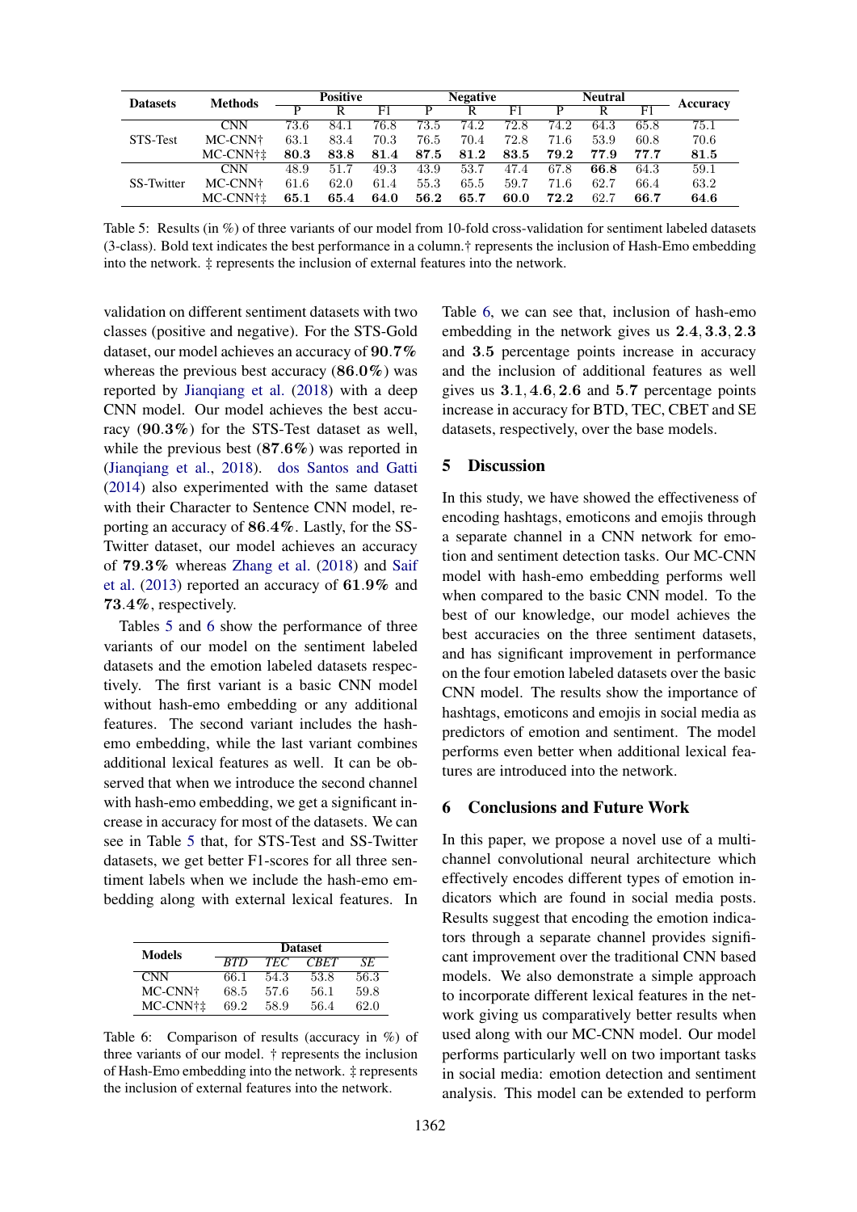| Datasets | Methods | Positive | | | Negative | | | Neutral | | | Accuracy |
|---|---|---|---|---|---|---|---|---|---|---|---|
| | | P | R | F1 | P | R | F1 | P | R | F1 | |
| STS-Test | CNN | 73.6 | 84.1 | 76.8 | 73.5 | 74.2 | 72.8 | 74.2 | 64.3 | 65.8 | 75.1 |
| | MC-CNN† | 63.1 | 83.4 | 70.3 | 76.5 | 70.4 | 72.8 | 71.6 | 53.9 | 60.8 | 70.6 |
| | MC-CNN†‡ | **80.3** | **83.8** | **81.4** | **87.5** | **81.2** | **83.5** | **79.2** | **77.9** | **77.7** | **81.5** |
| SS-Twitter | CNN | 48.9 | 51.7 | 49.3 | 43.9 | 53.7 | 47.4 | 67.8 | **66.8** | 64.3 | 59.1 |
| | MC-CNN† | 61.6 | 62.0 | 61.4 | 55.3 | 65.5 | 59.7 | 71.6 | 62.7 | 66.4 | 63.2 |
| | MC-CNN†‡ | **65.1** | **65.4** | **64.0** | **56.2** | **65.7** | **60.0** | **72.2** | 62.7 | **66.7** | **64.6** |

Table 5: Results (in %) of three variants of our model from 10-fold cross-validation for sentiment labeled datasets (3-class). Bold text indicates the best performance in a column.† represents the inclusion of Hash-Emo embedding into the network. ‡ represents the inclusion of external features into the network.

validation on different sentiment datasets with two classes (positive and negative). For the STS-Gold dataset, our model achieves an accuracy of **90.7%** whereas the previous best accuracy (**86.0%**) was reported by Jianqiang et al. (2018) with a deep CNN model. Our model achieves the best accuracy (**90.3%**) for the STS-Test dataset as well, while the previous best (**87.6%**) was reported in (Jianqiang et al., 2018). dos Santos and Gatti (2014) also experimented with the same dataset with their Character to Sentence CNN model, reporting an accuracy of **86.4%**. Lastly, for the SS-Twitter dataset, our model achieves an accuracy of **79.3%** whereas Zhang et al. (2018) and Saif et al. (2013) reported an accuracy of **61.9%** and **73.4%**, respectively.

Tables 5 and 6 show the performance of three variants of our model on the sentiment labeled datasets and the emotion labeled datasets respectively. The first variant is a basic CNN model without hash-emo embedding or any additional features. The second variant includes the hash-emo embedding, while the last variant combines additional lexical features as well. It can be observed that when we introduce the second channel with hash-emo embedding, we get a significant increase in accuracy for most of the datasets. We can see in Table 5 that, for STS-Test and SS-Twitter datasets, we get better F1-scores for all three sentiment labels when we include the hash-emo embedding along with external lexical features. In Table 6, we can see that, inclusion of hash-emo embedding in the network gives us **2.4**, **3.3**, **2.3** and **3.5** percentage points increase in accuracy and the inclusion of additional features as well gives us **3.1**, **4.6**, **2.6** and **5.7** percentage points increase in accuracy for BTD, TEC, CBET and SE datasets, respectively, over the base models.

| Models | Dataset | | | |
|---|---|---|---|---|
| | *BTD* | *TEC* | *CBET* | *SE* |
| CNN | 66.1 | 54.3 | 53.8 | 56.3 |
| MC-CNN† | 68.5 | 57.6 | 56.1 | 59.8 |
| MC-CNN†‡ | 69.2 | 58.9 | 56.4 | 62.0 |

Table 6: Comparison of results (accuracy in %) of three variants of our model. † represents the inclusion of Hash-Emo embedding into the network. ‡ represents the inclusion of external features into the network.

## 5 Discussion

In this study, we have showed the effectiveness of encoding hashtags, emoticons and emojis through a separate channel in a CNN network for emotion and sentiment detection tasks. Our MC-CNN model with hash-emo embedding performs well when compared to the basic CNN model. To the best of our knowledge, our model achieves the best accuracies on the three sentiment datasets, and has significant improvement in performance on the four emotion labeled datasets over the basic CNN model. The results show the importance of hashtags, emoticons and emojis in social media as predictors of emotion and sentiment. The model performs even better when additional lexical features are introduced into the network.

## 6 Conclusions and Future Work

In this paper, we propose a novel use of a multi-channel convolutional neural architecture which effectively encodes different types of emotion indicators which are found in social media posts. Results suggest that encoding the emotion indicators through a separate channel provides significant improvement over the traditional CNN based models. We also demonstrate a simple approach to incorporate different lexical features in the network giving us comparatively better results when used along with our MC-CNN model. Our model performs particularly well on two important tasks in social media: emotion detection and sentiment analysis. This model can be extended to perform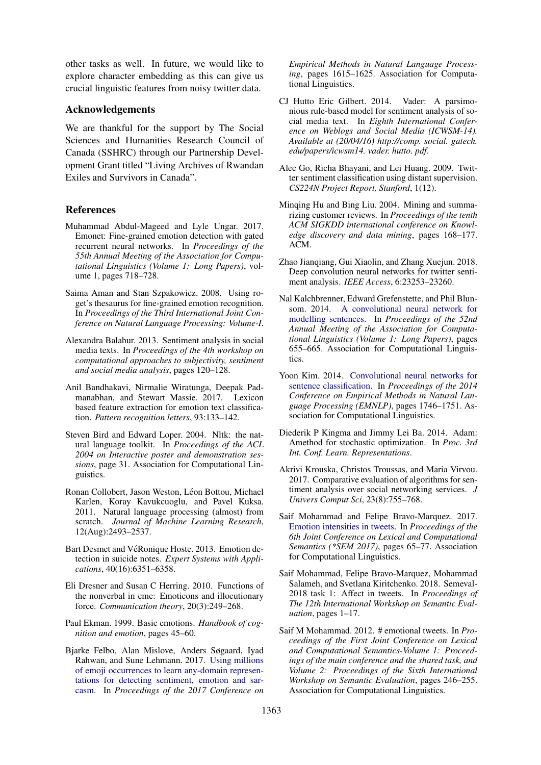other tasks as well. In future, we would like to explore character embedding as this can give us crucial linguistic features from noisy twitter data.

## Acknowledgements

We are thankful for the support by The Social Sciences and Humanities Research Council of Canada (SSHRC) through our Partnership Development Grant titled "Living Archives of Rwandan Exiles and Survivors in Canada".

## References

Muhammad Abdul-Mageed and Lyle Ungar. 2017. Emonet: Fine-grained emotion detection with gated recurrent neural networks. In *Proceedings of the 55th Annual Meeting of the Association for Computational Linguistics (Volume 1: Long Papers)*, volume 1, pages 718–728.

Saima Aman and Stan Szpakowicz. 2008. Using roget's thesaurus for fine-grained emotion recognition. In *Proceedings of the Third International Joint Conference on Natural Language Processing: Volume-I*.

Alexandra Balahur. 2013. Sentiment analysis in social media texts. In *Proceedings of the 4th workshop on computational approaches to subjectivity, sentiment and social media analysis*, pages 120–128.

Anil Bandhakavi, Nirmalie Wiratunga, Deepak Padmanabhan, and Stewart Massie. 2017. Lexicon based feature extraction for emotion text classification. *Pattern recognition letters*, 93:133–142.

Steven Bird and Edward Loper. 2004. Nltk: the natural language toolkit. In *Proceedings of the ACL 2004 on Interactive poster and demonstration sessions*, page 31. Association for Computational Linguistics.

Ronan Collobert, Jason Weston, Léon Bottou, Michael Karlen, Koray Kavukcuoglu, and Pavel Kuksa. 2011. Natural language processing (almost) from scratch. *Journal of Machine Learning Research*, 12(Aug):2493–2537.

Bart Desmet and VéRonique Hoste. 2013. Emotion detection in suicide notes. *Expert Systems with Applications*, 40(16):6351–6358.

Eli Dresner and Susan C Herring. 2010. Functions of the nonverbal in cmc: Emoticons and illocutionary force. *Communication theory*, 20(3):249–268.

Paul Ekman. 1999. Basic emotions. *Handbook of cognition and emotion*, pages 45–60.

Bjarke Felbo, Alan Mislove, Anders Søgaard, Iyad Rahwan, and Sune Lehmann. 2017. Using millions of emoji occurrences to learn any-domain representations for detecting sentiment, emotion and sarcasm. In *Proceedings of the 2017 Conference on Empirical Methods in Natural Language Processing*, pages 1615–1625. Association for Computational Linguistics.

CJ Hutto Eric Gilbert. 2014. Vader: A parsimonious rule-based model for sentiment analysis of social media text. In *Eighth International Conference on Weblogs and Social Media (ICWSM-14). Available at (20/04/16) http://comp. social. gatech. edu/papers/icwsm14. vader. hutto. pdf*.

Alec Go, Richa Bhayani, and Lei Huang. 2009. Twitter sentiment classification using distant supervision. *CS224N Project Report, Stanford*, 1(12).

Minqing Hu and Bing Liu. 2004. Mining and summarizing customer reviews. In *Proceedings of the tenth ACM SIGKDD international conference on Knowledge discovery and data mining*, pages 168–177. ACM.

Zhao Jianqiang, Gui Xiaolin, and Zhang Xuejun. 2018. Deep convolution neural networks for twitter sentiment analysis. *IEEE Access*, 6:23253–23260.

Nal Kalchbrenner, Edward Grefenstette, and Phil Blunsom. 2014. A convolutional neural network for modelling sentences. In *Proceedings of the 52nd Annual Meeting of the Association for Computational Linguistics (Volume 1: Long Papers)*, pages 655–665. Association for Computational Linguistics.

Yoon Kim. 2014. Convolutional neural networks for sentence classification. In *Proceedings of the 2014 Conference on Empirical Methods in Natural Language Processing (EMNLP)*, pages 1746–1751. Association for Computational Linguistics.

Diederik P Kingma and Jimmy Lei Ba. 2014. Adam: Amethod for stochastic optimization. In *Proc. 3rd Int. Conf. Learn. Representations*.

Akrivi Krouska, Christos Troussas, and Maria Virvou. 2017. Comparative evaluation of algorithms for sentiment analysis over social networking services. *J Univers Comput Sci*, 23(8):755–768.

Saif Mohammad and Felipe Bravo-Marquez. 2017. Emotion intensities in tweets. In *Proceedings of the 6th Joint Conference on Lexical and Computational Semantics (\*SEM 2017)*, pages 65–77. Association for Computational Linguistics.

Saif Mohammad, Felipe Bravo-Marquez, Mohammad Salameh, and Svetlana Kiritchenko. 2018. Semeval-2018 task 1: Affect in tweets. In *Proceedings of The 12th International Workshop on Semantic Evaluation*, pages 1–17.

Saif M Mohammad. 2012. # emotional tweets. In *Proceedings of the First Joint Conference on Lexical and Computational Semantics-Volume 1: Proceedings of the main conference and the shared task, and Volume 2: Proceedings of the Sixth International Workshop on Semantic Evaluation*, pages 246–255. Association for Computational Linguistics.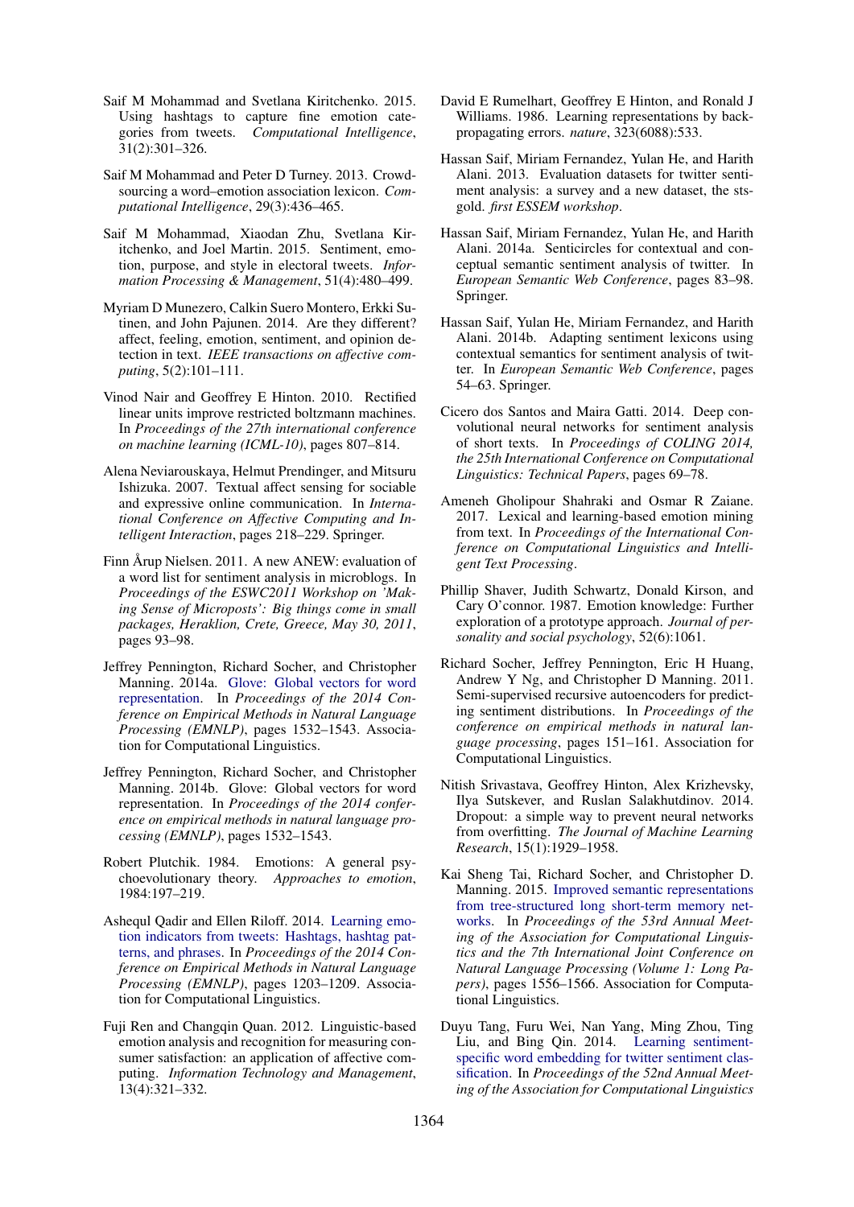Saif M Mohammad and Svetlana Kiritchenko. 2015. Using hashtags to capture fine emotion categories from tweets. *Computational Intelligence*, 31(2):301–326.

Saif M Mohammad and Peter D Turney. 2013. Crowdsourcing a word–emotion association lexicon. *Computational Intelligence*, 29(3):436–465.

Saif M Mohammad, Xiaodan Zhu, Svetlana Kiritchenko, and Joel Martin. 2015. Sentiment, emotion, purpose, and style in electoral tweets. *Information Processing & Management*, 51(4):480–499.

Myriam D Munezero, Calkin Suero Montero, Erkki Sutinen, and John Pajunen. 2014. Are they different? affect, feeling, emotion, sentiment, and opinion detection in text. *IEEE transactions on affective computing*, 5(2):101–111.

Vinod Nair and Geoffrey E Hinton. 2010. Rectified linear units improve restricted boltzmann machines. In *Proceedings of the 27th international conference on machine learning (ICML-10)*, pages 807–814.

Alena Neviarouskaya, Helmut Prendinger, and Mitsuru Ishizuka. 2007. Textual affect sensing for sociable and expressive online communication. In *International Conference on Affective Computing and Intelligent Interaction*, pages 218–229. Springer.

Finn Årup Nielsen. 2011. A new ANEW: evaluation of a word list for sentiment analysis in microblogs. In *Proceedings of the ESWC2011 Workshop on 'Making Sense of Microposts': Big things come in small packages, Heraklion, Crete, Greece, May 30, 2011*, pages 93–98.

Jeffrey Pennington, Richard Socher, and Christopher Manning. 2014a. Glove: Global vectors for word representation. In *Proceedings of the 2014 Conference on Empirical Methods in Natural Language Processing (EMNLP)*, pages 1532–1543. Association for Computational Linguistics.

Jeffrey Pennington, Richard Socher, and Christopher Manning. 2014b. Glove: Global vectors for word representation. In *Proceedings of the 2014 conference on empirical methods in natural language processing (EMNLP)*, pages 1532–1543.

Robert Plutchik. 1984. Emotions: A general psychoevolutionary theory. *Approaches to emotion*, 1984:197–219.

Ashequl Qadir and Ellen Riloff. 2014. Learning emotion indicators from tweets: Hashtags, hashtag patterns, and phrases. In *Proceedings of the 2014 Conference on Empirical Methods in Natural Language Processing (EMNLP)*, pages 1203–1209. Association for Computational Linguistics.

Fuji Ren and Changqin Quan. 2012. Linguistic-based emotion analysis and recognition for measuring consumer satisfaction: an application of affective computing. *Information Technology and Management*, 13(4):321–332.

David E Rumelhart, Geoffrey E Hinton, and Ronald J Williams. 1986. Learning representations by back-propagating errors. *nature*, 323(6088):533.

Hassan Saif, Miriam Fernandez, Yulan He, and Harith Alani. 2013. Evaluation datasets for twitter sentiment analysis: a survey and a new dataset, the sts-gold. *first ESSEM workshop*.

Hassan Saif, Miriam Fernandez, Yulan He, and Harith Alani. 2014a. Senticircles for contextual and conceptual semantic sentiment analysis of twitter. In *European Semantic Web Conference*, pages 83–98. Springer.

Hassan Saif, Yulan He, Miriam Fernandez, and Harith Alani. 2014b. Adapting sentiment lexicons using contextual semantics for sentiment analysis of twitter. In *European Semantic Web Conference*, pages 54–63. Springer.

Cicero dos Santos and Maira Gatti. 2014. Deep convolutional neural networks for sentiment analysis of short texts. In *Proceedings of COLING 2014, the 25th International Conference on Computational Linguistics: Technical Papers*, pages 69–78.

Ameneh Gholipour Shahraki and Osmar R Zaiane. 2017. Lexical and learning-based emotion mining from text. In *Proceedings of the International Conference on Computational Linguistics and Intelligent Text Processing*.

Phillip Shaver, Judith Schwartz, Donald Kirson, and Cary O'connor. 1987. Emotion knowledge: Further exploration of a prototype approach. *Journal of personality and social psychology*, 52(6):1061.

Richard Socher, Jeffrey Pennington, Eric H Huang, Andrew Y Ng, and Christopher D Manning. 2011. Semi-supervised recursive autoencoders for predicting sentiment distributions. In *Proceedings of the conference on empirical methods in natural language processing*, pages 151–161. Association for Computational Linguistics.

Nitish Srivastava, Geoffrey Hinton, Alex Krizhevsky, Ilya Sutskever, and Ruslan Salakhutdinov. 2014. Dropout: a simple way to prevent neural networks from overfitting. *The Journal of Machine Learning Research*, 15(1):1929–1958.

Kai Sheng Tai, Richard Socher, and Christopher D. Manning. 2015. Improved semantic representations from tree-structured long short-term memory networks. In *Proceedings of the 53rd Annual Meeting of the Association for Computational Linguistics and the 7th International Joint Conference on Natural Language Processing (Volume 1: Long Papers)*, pages 1556–1566. Association for Computational Linguistics.

Duyu Tang, Furu Wei, Nan Yang, Ming Zhou, Ting Liu, and Bing Qin. 2014. Learning sentiment-specific word embedding for twitter sentiment classification. In *Proceedings of the 52nd Annual Meeting of the Association for Computational Linguistics*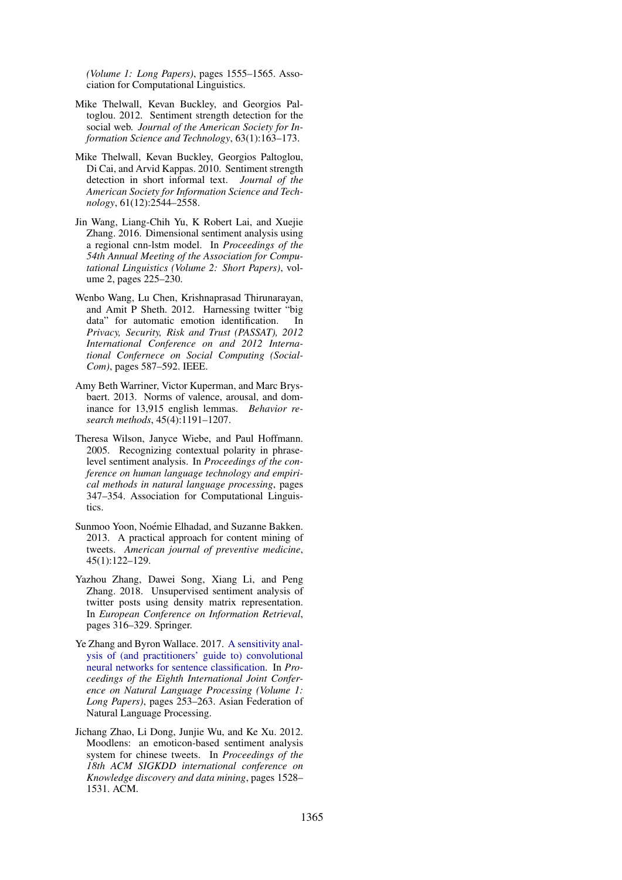*(Volume 1: Long Papers)*, pages 1555–1565. Association for Computational Linguistics.

Mike Thelwall, Kevan Buckley, and Georgios Paltoglou. 2012. Sentiment strength detection for the social web. *Journal of the American Society for Information Science and Technology*, 63(1):163–173.

Mike Thelwall, Kevan Buckley, Georgios Paltoglou, Di Cai, and Arvid Kappas. 2010. Sentiment strength detection in short informal text. *Journal of the American Society for Information Science and Technology*, 61(12):2544–2558.

Jin Wang, Liang-Chih Yu, K Robert Lai, and Xuejie Zhang. 2016. Dimensional sentiment analysis using a regional cnn-lstm model. In *Proceedings of the 54th Annual Meeting of the Association for Computational Linguistics (Volume 2: Short Papers)*, volume 2, pages 225–230.

Wenbo Wang, Lu Chen, Krishnaprasad Thirunarayan, and Amit P Sheth. 2012. Harnessing twitter "big data" for automatic emotion identification. In *Privacy, Security, Risk and Trust (PASSAT), 2012 International Conference on and 2012 International Confernece on Social Computing (SocialCom)*, pages 587–592. IEEE.

Amy Beth Warriner, Victor Kuperman, and Marc Brysbaert. 2013. Norms of valence, arousal, and dominance for 13,915 english lemmas. *Behavior research methods*, 45(4):1191–1207.

Theresa Wilson, Janyce Wiebe, and Paul Hoffmann. 2005. Recognizing contextual polarity in phrase-level sentiment analysis. In *Proceedings of the conference on human language technology and empirical methods in natural language processing*, pages 347–354. Association for Computational Linguistics.

Sunmoo Yoon, Noémie Elhadad, and Suzanne Bakken. 2013. A practical approach for content mining of tweets. *American journal of preventive medicine*, 45(1):122–129.

Yazhou Zhang, Dawei Song, Xiang Li, and Peng Zhang. 2018. Unsupervised sentiment analysis of twitter posts using density matrix representation. In *European Conference on Information Retrieval*, pages 316–329. Springer.

Ye Zhang and Byron Wallace. 2017. A sensitivity analysis of (and practitioners' guide to) convolutional neural networks for sentence classification. In *Proceedings of the Eighth International Joint Conference on Natural Language Processing (Volume 1: Long Papers)*, pages 253–263. Asian Federation of Natural Language Processing.

Jichang Zhao, Li Dong, Junjie Wu, and Ke Xu. 2012. Moodlens: an emoticon-based sentiment analysis system for chinese tweets. In *Proceedings of the 18th ACM SIGKDD international conference on Knowledge discovery and data mining*, pages 1528–1531. ACM.